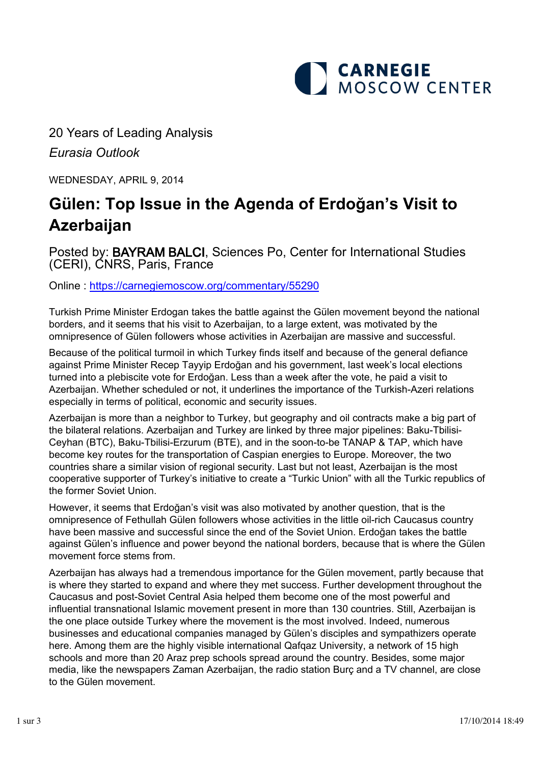CARNEGIE MOSCOW CENTER

20 Years of Leading Analysis

*Eurasia Outlook*

WEDNESDAY, APRIL 9, 2014

# Gülen: Top Issue in the Agenda of Erdoğan's Visit to Azerbaijan

Posted by: **BAYRAM BALCI**, Sciences Po, Center for International Studies (CERI), CNRS, Paris, France

Online : https://carnegiemoscow.org/commentary/55290

Turkish Prime Minister Erdogan takes the battle against the Gülen movement beyond the national borders, and it seems that his visit to Azerbaijan, to a large extent, was motivated by the omnipresence of Gülen followers whose activities in Azerbaijan are massive and successful.

Because of the political turmoil in which Turkey finds itself and because of the general defiance against Prime Minister Recep Tayyip Erdoğan and his government, last week's local elections turned into a plebiscite vote for Erdoğan. Less than a week after the vote, he paid a visit to Azerbaijan. Whether scheduled or not, it underlines the importance of the Turkish-Azeri relations especially in terms of political, economic and security issues.

Azerbaijan is more than a neighbor to Turkey, but geography and oil contracts make a big part of the bilateral relations. Azerbaijan and Turkey are linked by three major pipelines: Baku-Tbilisi-Ceyhan (BTC), Baku-Tbilisi-Erzurum (BTE), and in the soon-to-be TANAP & TAP, which have become key routes for the transportation of Caspian energies to Europe. Moreover, the two countries share a similar vision of regional security. Last but not least, Azerbaijan is the most cooperative supporter of Turkey's initiative to create a "Turkic Union" with all the Turkic republics of the former Soviet Union.

However, it seems that Erdoğan's visit was also motivated by another question, that is the omnipresence of Fethullah Gülen followers whose activities in the little oil-rich Caucasus country have been massive and successful since the end of the Soviet Union. Erdoğan takes the battle against Gülen's influence and power beyond the national borders, because that is where the Gülen movement force stems from.

Azerbaijan has always had a tremendous importance for the Gülen movement, partly because that is where they started to expand and where they met success. Further development throughout the Caucasus and post-Soviet Central Asia helped them become one of the most powerful and influential transnational Islamic movement present in more than 130 countries. Still, Azerbaijan is the one place outside Turkey where the movement is the most involved. Indeed, numerous businesses and educational companies managed by Gülen's disciples and sympathizers operate here. Among them are the highly visible international Qafqaz University, a network of 15 high schools and more than 20 Araz prep schools spread around the country. Besides, some major media, like the newspapers Zaman Azerbaijan, the radio station Burç and a TV channel, are close to the Gülen movement.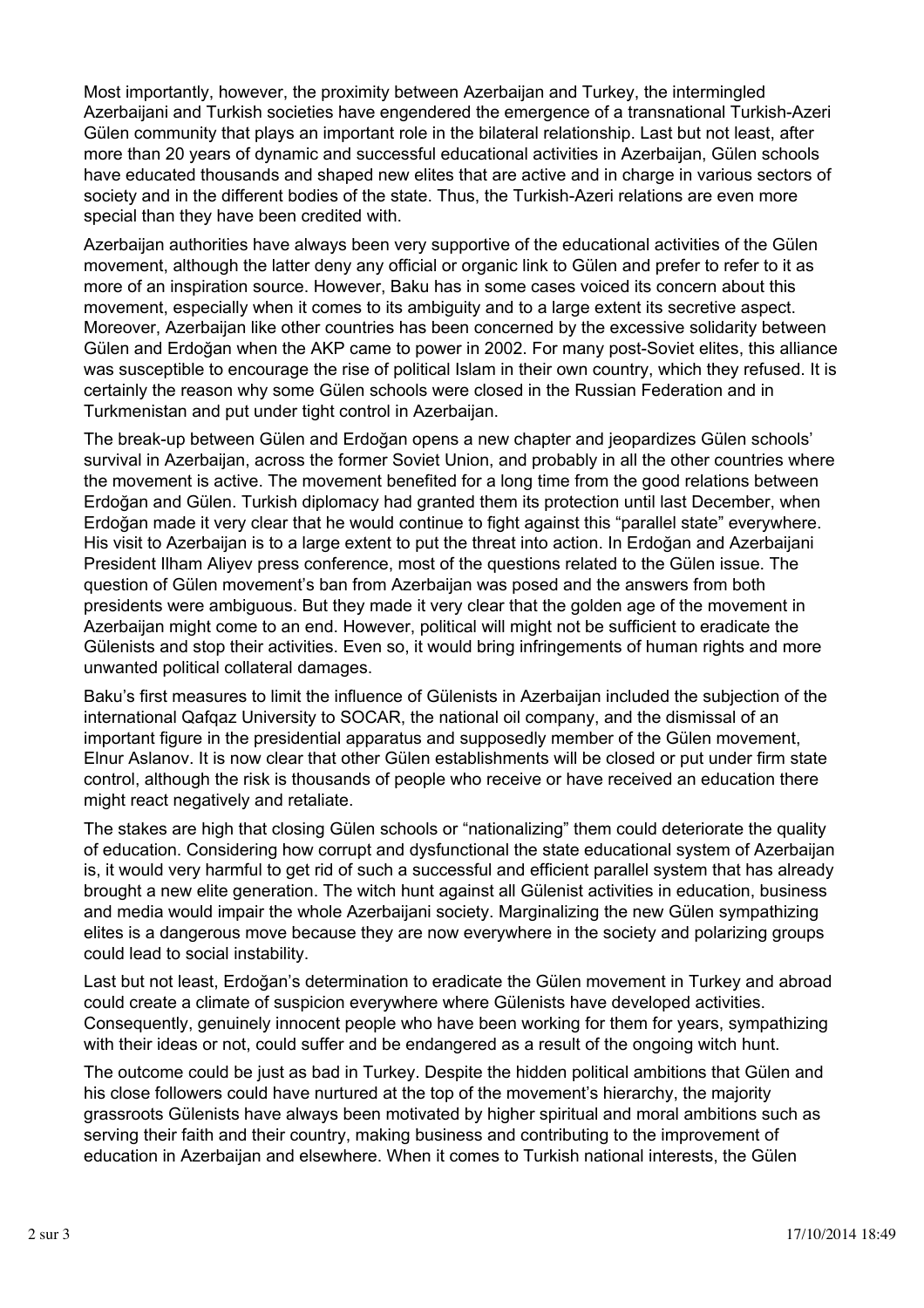Most importantly, however, the proximity between Azerbaijan and Turkey, the intermingled Azerbaijani and Turkish societies have engendered the emergence of a transnational Turkish-Azeri Gülen community that plays an important role in the bilateral relationship. Last but not least, after more than 20 years of dynamic and successful educational activities in Azerbaijan, Gülen schools have educated thousands and shaped new elites that are active and in charge in various sectors of society and in the different bodies of the state. Thus, the Turkish-Azeri relations are even more special than they have been credited with.

Azerbaijan authorities have always been very supportive of the educational activities of the Gülen movement, although the latter deny any official or organic link to Gülen and prefer to refer to it as more of an inspiration source. However, Baku has in some cases voiced its concern about this movement, especially when it comes to its ambiguity and to a large extent its secretive aspect. Moreover, Azerbaijan like other countries has been concerned by the excessive solidarity between Gülen and Erdoğan when the AKP came to power in 2002. For many post-Soviet elites, this alliance was susceptible to encourage the rise of political Islam in their own country, which they refused. It is certainly the reason why some Gülen schools were closed in the Russian Federation and in Turkmenistan and put under tight control in Azerbaijan.

The break-up between Gülen and Erdoğan opens a new chapter and jeopardizes Gülen schools' survival in Azerbaijan, across the former Soviet Union, and probably in all the other countries where the movement is active. The movement benefited for a long time from the good relations between Erdoğan and Gülen. Turkish diplomacy had granted them its protection until last December, when Erdoğan made it very clear that he would continue to fight against this "parallel state" everywhere. His visit to Azerbaijan is to a large extent to put the threat into action. In Erdoğan and Azerbaijani President Ilham Aliyev press conference, most of the questions related to the Gülen issue. The question of Gülen movement's ban from Azerbaijan was posed and the answers from both presidents were ambiguous. But they made it very clear that the golden age of the movement in Azerbaijan might come to an end. However, political will might not be sufficient to eradicate the Gülenists and stop their activities. Even so, it would bring infringements of human rights and more unwanted political collateral damages.

Baku's first measures to limit the influence of Gülenists in Azerbaijan included the subjection of the international Qafqaz University to SOCAR, the national oil company, and the dismissal of an important figure in the presidential apparatus and supposedly member of the Gülen movement, Elnur Aslanov. It is now clear that other Gülen establishments will be closed or put under firm state control, although the risk is thousands of people who receive or have received an education there might react negatively and retaliate.

The stakes are high that closing Gülen schools or "nationalizing" them could deteriorate the quality of education. Considering how corrupt and dysfunctional the state educational system of Azerbaijan is, it would very harmful to get rid of such a successful and efficient parallel system that has already brought a new elite generation. The witch hunt against all Gülenist activities in education, business and media would impair the whole Azerbaijani society. Marginalizing the new Gülen sympathizing elites is a dangerous move because they are now everywhere in the society and polarizing groups could lead to social instability.

Last but not least, Erdoğan's determination to eradicate the Gülen movement in Turkey and abroad could create a climate of suspicion everywhere where Gülenists have developed activities. Consequently, genuinely innocent people who have been working for them for years, sympathizing with their ideas or not, could suffer and be endangered as a result of the ongoing witch hunt.

The outcome could be just as bad in Turkey. Despite the hidden political ambitions that Gülen and his close followers could have nurtured at the top of the movement's hierarchy, the majority grassroots Gülenists have always been motivated by higher spiritual and moral ambitions such as serving their faith and their country, making business and contributing to the improvement of education in Azerbaijan and elsewhere. When it comes to Turkish national interests, the Gülen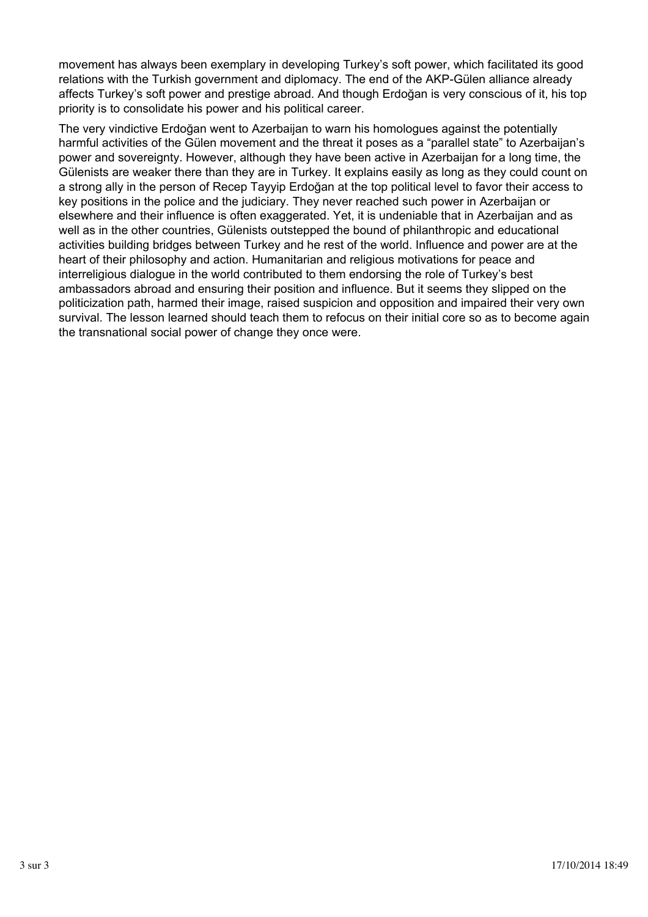movement has always been exemplary in developing Turkey's soft power, which facilitated its good relations with the Turkish government and diplomacy. The end of the AKP-Gülen alliance already affects Turkey's soft power and prestige abroad. And though Erdoğan is very conscious of it, his top priority is to consolidate his power and his political career.

The very vindictive Erdoğan went to Azerbaijan to warn his homologues against the potentially harmful activities of the Gülen movement and the threat it poses as a "parallel state" to Azerbaijan's power and sovereignty. However, although they have been active in Azerbaijan for a long time, the Gülenists are weaker there than they are in Turkey. It explains easily as long as they could count on a strong ally in the person of Recep Tayyip Erdoğan at the top political level to favor their access to key positions in the police and the judiciary. They never reached such power in Azerbaijan or elsewhere and their influence is often exaggerated. Yet, it is undeniable that in Azerbaijan and as well as in the other countries, Gülenists outstepped the bound of philanthropic and educational activities building bridges between Turkey and he rest of the world. Influence and power are at the heart of their philosophy and action. Humanitarian and religious motivations for peace and interreligious dialogue in the world contributed to them endorsing the role of Turkey's best ambassadors abroad and ensuring their position and influence. But it seems they slipped on the politicization path, harmed their image, raised suspicion and opposition and impaired their very own survival. The lesson learned should teach them to refocus on their initial core so as to become again the transnational social power of change they once were.